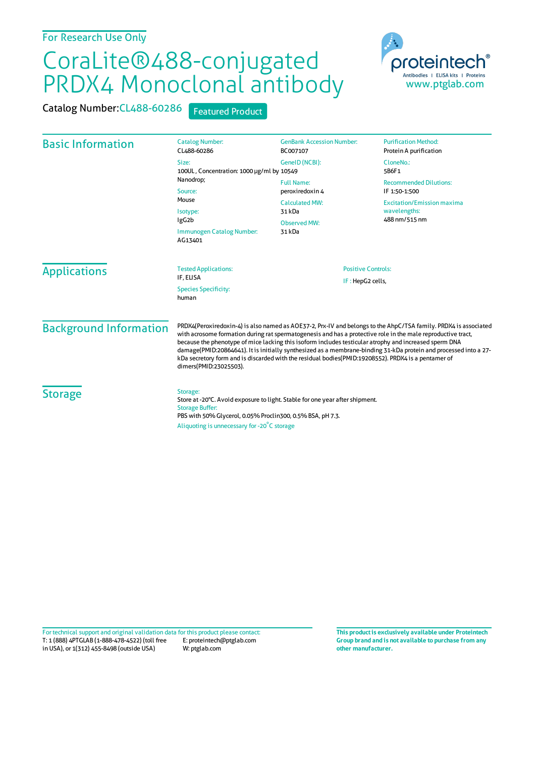For Research Use Only

# CoraLite®488-conjugated PRDX4 Monoclonal antibody

Catalog Number: CL488-60286 Featured Product

proteintech® Antibodies | ELISA kits | Proteins
www.ptglab.com

## Basic Information

Catalog Number:
CL488-60286

Size:
100UL , Concentration: 1000 μg/ml by Nanodrop;

Source:
Mouse

Isotype:
IgG2b

Immunogen Catalog Number:
AG13401

GenBank Accession Number:
BC007107

GeneID (NCBI):
10549

Full Name:
peroxiredoxin 4

Calculated MW:
31 kDa

Observed MW:
31 kDa

Purification Method:
Protein A purification

CloneNo.:
5B6F1

Recommended Dilutions:
IF 1:50-1:500

Excitation/Emission maxima wavelengths:
488 nm/515 nm

## Applications

Tested Applications:
IF, ELISA

Species Specificity:
human

Positive Controls:
IF : HepG2 cells,

## Background Information

PRDX4(Peroxiredoxin-4) is also named as AOE37-2, Prx-IV and belongs to the AhpC/TSA family. PRDX4 is associated with acrosome formation during rat spermatogenesis and has a protective role in the male reproductive tract, because the phenotype of mice lacking this isoform includes testicular atrophy and increased sperm DNA damage(PMID:20864641). It is initially synthesized as a membrane-binding 31-kDa protein and processed into a 27-kDa secretory form and is discarded with the residual bodies(PMID:19208552). PRDX4 is a pentamer of dimers(PMID:23025503).

## Storage

Storage:
Store at -20°C. Avoid exposure to light. Stable for one year after shipment.

Storage Buffer:
PBS with 50% Glycerol, 0.05% Proclin300, 0.5% BSA, pH 7.3.

Aliquoting is unnecessary for -20°C storage

For technical support and original validation data for this product please contact:
T: 1 (888) 4PTGLAB (1-888-478-4522) (toll free in USA), or 1(312) 455-8498 (outside USA)
E: proteintech@ptglab.com
W: ptglab.com

**This product is exclusively available under Proteintech Group brand and is not available to purchase from any other manufacturer.**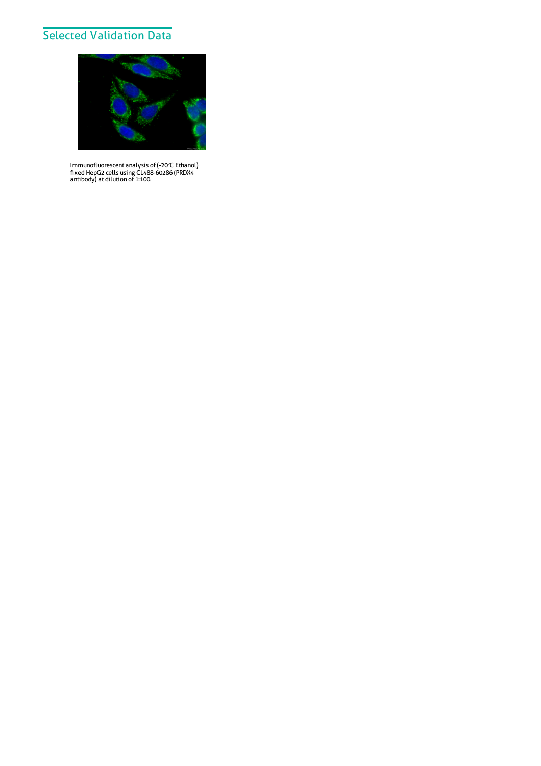## Selected Validation Data

Immunofluorescent analysis of (-20°C Ethanol) fixed HepG2 cells using CL488-60286 (PRDX4 antibody) at dilution of 1:100.